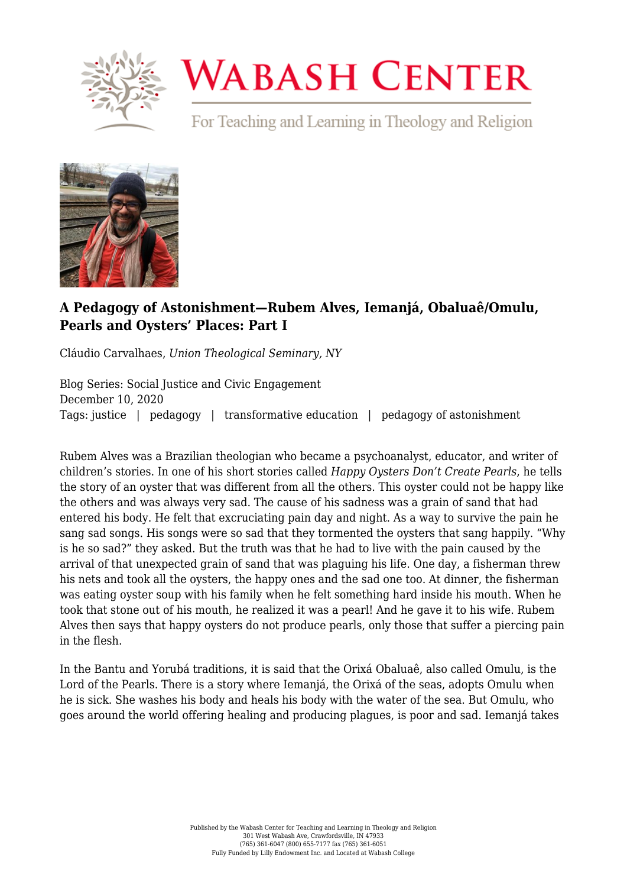# A Pedagogy of Astonishment—Rubem Alves, Iemanjá, Obaluaê/Omulu, Pearls and Oysters' Places: Part I

Cláudio Carvalhaes, *Union Theological Seminary, NY*

Blog Series: Social Justice and Civic Engagement
December 10, 2020
Tags: justice | pedagogy | transformative education | pedagogy of astonishment

Rubem Alves was a Brazilian theologian who became a psychoanalyst, educator, and writer of children's stories. In one of his short stories called *Happy Oysters Don't Create Pearls*, he tells the story of an oyster that was different from all the others. This oyster could not be happy like the others and was always very sad. The cause of his sadness was a grain of sand that had entered his body. He felt that excruciating pain day and night. As a way to survive the pain he sang sad songs. His songs were so sad that they tormented the oysters that sang happily. "Why is he so sad?" they asked. But the truth was that he had to live with the pain caused by the arrival of that unexpected grain of sand that was plaguing his life. One day, a fisherman threw his nets and took all the oysters, the happy ones and the sad one too. At dinner, the fisherman was eating oyster soup with his family when he felt something hard inside his mouth. When he took that stone out of his mouth, he realized it was a pearl! And he gave it to his wife. Rubem Alves then says that happy oysters do not produce pearls, only those that suffer a piercing pain in the flesh.

In the Bantu and Yorubá traditions, it is said that the Orixá Obaluaê, also called Omulu, is the Lord of the Pearls. There is a story where Iemanjá, the Orixá of the seas, adopts Omulu when he is sick. She washes his body and heals his body with the water of the sea. But Omulu, who goes around the world offering healing and producing plagues, is poor and sad. Iemanjá takes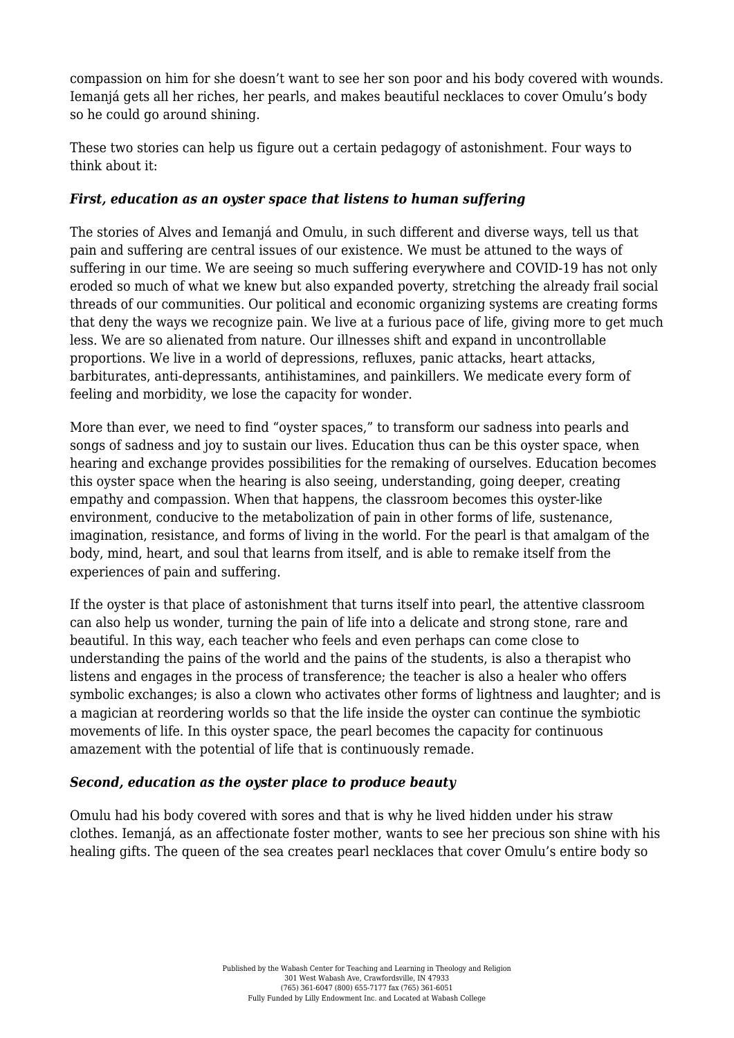compassion on him for she doesn't want to see her son poor and his body covered with wounds. Iemanjá gets all her riches, her pearls, and makes beautiful necklaces to cover Omulu's body so he could go around shining.

These two stories can help us figure out a certain pedagogy of astonishment. Four ways to think about it:

### *First, education as an oyster space that listens to human suffering*

The stories of Alves and Iemanjá and Omulu, in such different and diverse ways, tell us that pain and suffering are central issues of our existence. We must be attuned to the ways of suffering in our time. We are seeing so much suffering everywhere and COVID-19 has not only eroded so much of what we knew but also expanded poverty, stretching the already frail social threads of our communities. Our political and economic organizing systems are creating forms that deny the ways we recognize pain. We live at a furious pace of life, giving more to get much less. We are so alienated from nature. Our illnesses shift and expand in uncontrollable proportions. We live in a world of depressions, refluxes, panic attacks, heart attacks, barbiturates, anti-depressants, antihistamines, and painkillers. We medicate every form of feeling and morbidity, we lose the capacity for wonder.

More than ever, we need to find "oyster spaces," to transform our sadness into pearls and songs of sadness and joy to sustain our lives. Education thus can be this oyster space, when hearing and exchange provides possibilities for the remaking of ourselves. Education becomes this oyster space when the hearing is also seeing, understanding, going deeper, creating empathy and compassion. When that happens, the classroom becomes this oyster-like environment, conducive to the metabolization of pain in other forms of life, sustenance, imagination, resistance, and forms of living in the world. For the pearl is that amalgam of the body, mind, heart, and soul that learns from itself, and is able to remake itself from the experiences of pain and suffering.

If the oyster is that place of astonishment that turns itself into pearl, the attentive classroom can also help us wonder, turning the pain of life into a delicate and strong stone, rare and beautiful. In this way, each teacher who feels and even perhaps can come close to understanding the pains of the world and the pains of the students, is also a therapist who listens and engages in the process of transference; the teacher is also a healer who offers symbolic exchanges; is also a clown who activates other forms of lightness and laughter; and is a magician at reordering worlds so that the life inside the oyster can continue the symbiotic movements of life. In this oyster space, the pearl becomes the capacity for continuous amazement with the potential of life that is continuously remade.

### *Second, education as the oyster place to produce beauty*

Omulu had his body covered with sores and that is why he lived hidden under his straw clothes. Iemanjá, as an affectionate foster mother, wants to see her precious son shine with his healing gifts. The queen of the sea creates pearl necklaces that cover Omulu's entire body so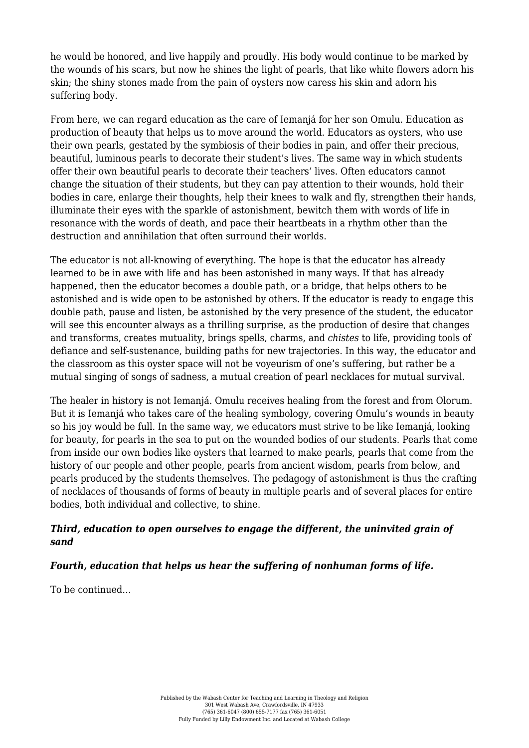he would be honored, and live happily and proudly. His body would continue to be marked by the wounds of his scars, but now he shines the light of pearls, that like white flowers adorn his skin; the shiny stones made from the pain of oysters now caress his skin and adorn his suffering body.

From here, we can regard education as the care of Iemanjá for her son Omulu. Education as production of beauty that helps us to move around the world. Educators as oysters, who use their own pearls, gestated by the symbiosis of their bodies in pain, and offer their precious, beautiful, luminous pearls to decorate their student's lives. The same way in which students offer their own beautiful pearls to decorate their teachers' lives. Often educators cannot change the situation of their students, but they can pay attention to their wounds, hold their bodies in care, enlarge their thoughts, help their knees to walk and fly, strengthen their hands, illuminate their eyes with the sparkle of astonishment, bewitch them with words of life in resonance with the words of death, and pace their heartbeats in a rhythm other than the destruction and annihilation that often surround their worlds.

The educator is not all-knowing of everything. The hope is that the educator has already learned to be in awe with life and has been astonished in many ways. If that has already happened, then the educator becomes a double path, or a bridge, that helps others to be astonished and is wide open to be astonished by others. If the educator is ready to engage this double path, pause and listen, be astonished by the very presence of the student, the educator will see this encounter always as a thrilling surprise, as the production of desire that changes and transforms, creates mutuality, brings spells, charms, and *chistes* to life, providing tools of defiance and self-sustenance, building paths for new trajectories. In this way, the educator and the classroom as this oyster space will not be voyeurism of one's suffering, but rather be a mutual singing of songs of sadness, a mutual creation of pearl necklaces for mutual survival.

The healer in history is not Iemanjá. Omulu receives healing from the forest and from Olorum. But it is Iemanjá who takes care of the healing symbology, covering Omulu's wounds in beauty so his joy would be full. In the same way, we educators must strive to be like Iemanjá, looking for beauty, for pearls in the sea to put on the wounded bodies of our students. Pearls that come from inside our own bodies like oysters that learned to make pearls, pearls that come from the history of our people and other people, pearls from ancient wisdom, pearls from below, and pearls produced by the students themselves. The pedagogy of astonishment is thus the crafting of necklaces of thousands of forms of beauty in multiple pearls and of several places for entire bodies, both individual and collective, to shine.

#### ***Third, education to open ourselves to engage the different, the uninvited grain of sand***

#### ***Fourth, education that helps us hear the suffering of nonhuman forms of life.***

To be continued…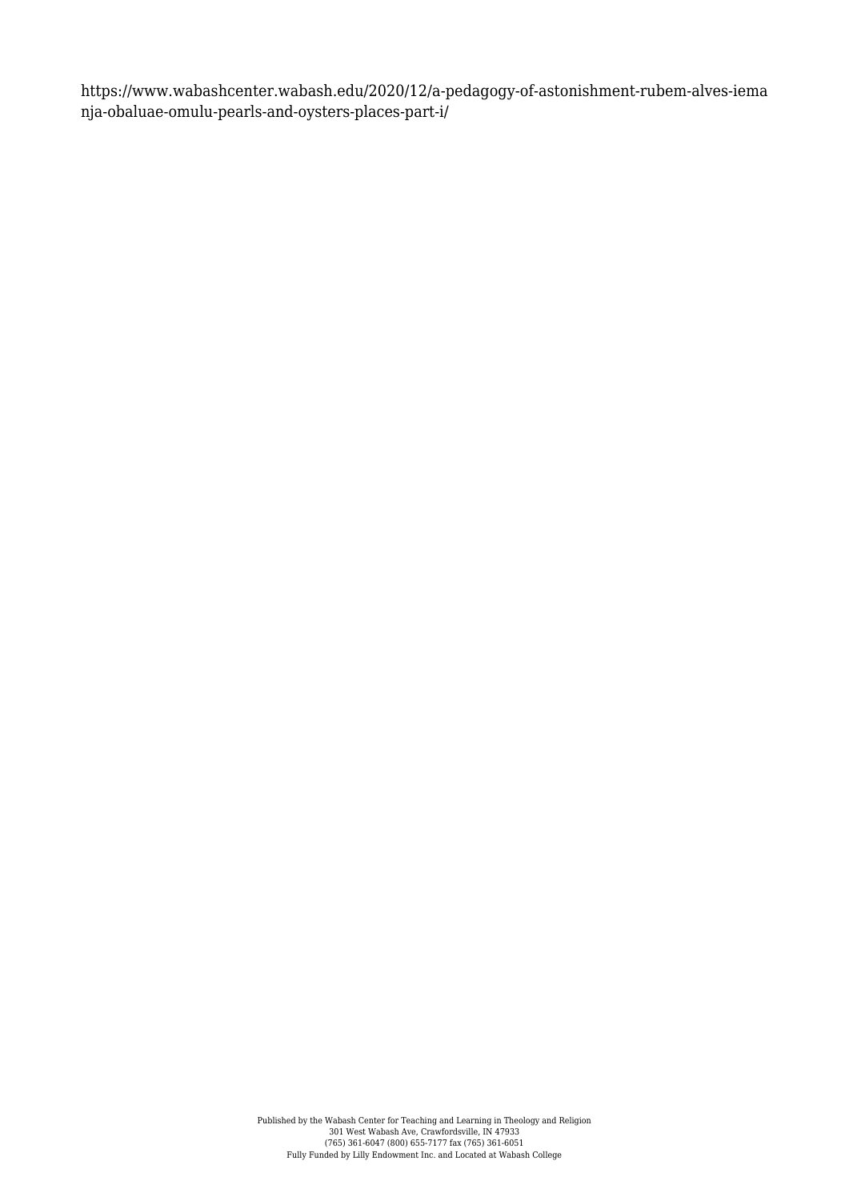https://www.wabashcenter.wabash.edu/2020/12/a-pedagogy-of-astonishment-rubem-alves-iemanja-obaluae-omulu-pearls-and-oysters-places-part-i/